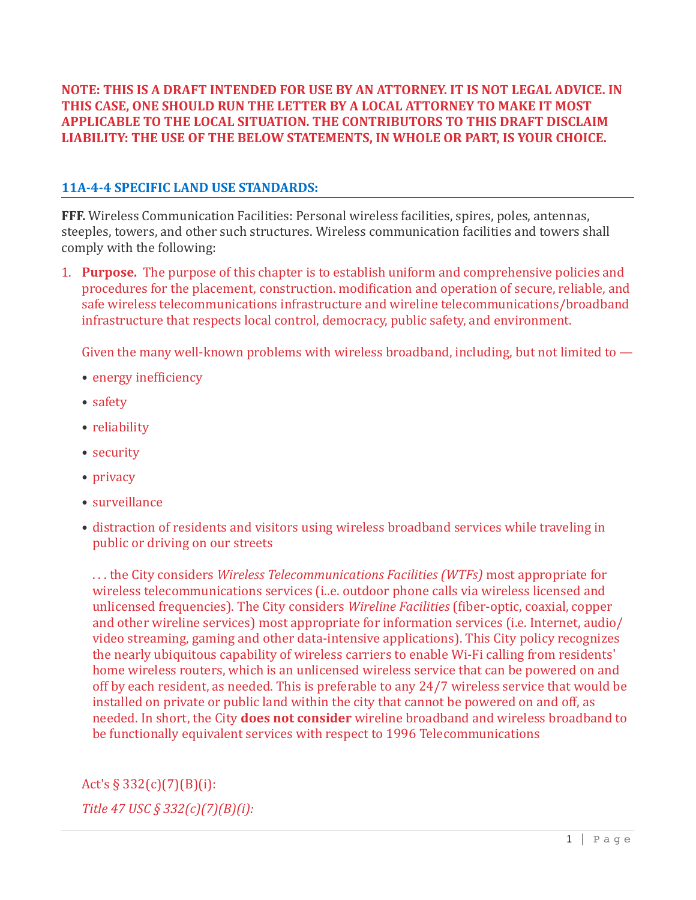**NOTE: THIS IS A DRAFT INTENDED FOR USE BY AN ATTORNEY. IT IS NOT LEGAL ADVICE. IN THIS CASE, ONE SHOULD RUN THE LETTER BY A LOCAL ATTORNEY TO MAKE IT MOST APPLICABLE TO THE LOCAL SITUATION. THE CONTRIBUTORS TO THIS DRAFT DISCLAIM LIABILITY: THE USE OF THE BELOW STATEMENTS, IN WHOLE OR PART, IS YOUR CHOICE.**

## 11A-4-4 SPECIFIC LAND USE STANDARDS:

**FFF.** Wireless Communication Facilities: Personal wireless facilities, spires, poles, antennas, steeples, towers, and other such structures. Wireless communication facilities and towers shall comply with the following:

1. **Purpose.** The purpose of this chapter is to establish uniform and comprehensive policies and procedures for the placement, construction. modification and operation of secure, reliable, and safe wireless telecommunications infrastructure and wireline telecommunications/broadband infrastructure that respects local control, democracy, public safety, and environment.

   Given the many well-known problems with wireless broadband, including, but not limited to —

   - energy inefficiency
   - safety
   - reliability
   - security
   - privacy
   - surveillance
   - distraction of residents and visitors using wireless broadband services while traveling in public or driving on our streets

     . . . the City considers *Wireless Telecommunications Facilities (WTFs)* most appropriate for wireless telecommunications services (i..e. outdoor phone calls via wireless licensed and unlicensed frequencies). The City considers *Wireline Facilities* (fiber-optic, coaxial, copper and other wireline services) most appropriate for information services (i.e. Internet, audio/video streaming, gaming and other data-intensive applications). This City policy recognizes the nearly ubiquitous capability of wireless carriers to enable Wi-Fi calling from residents' home wireless routers, which is an unlicensed wireless service that can be powered on and off by each resident, as needed. This is preferable to any 24/7 wireless service that would be installed on private or public land within the city that cannot be powered on and off, as needed. In short, the City **does not consider** wireline broadband and wireless broadband to be functionally equivalent services with respect to 1996 Telecommunications

   Act's § 332(c)(7)(B)(i):

   *Title 47 USC § 332(c)(7)(B)(i):*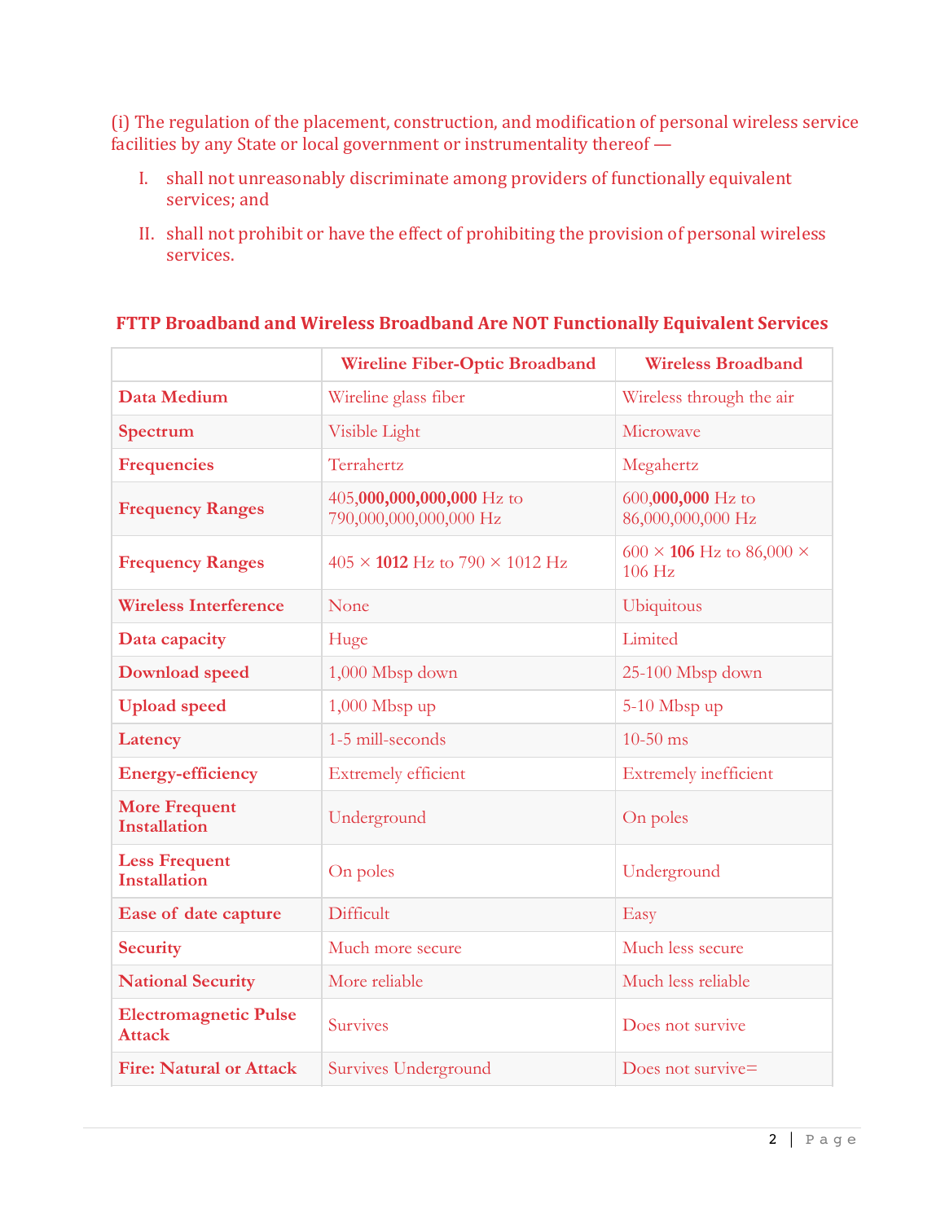(i) The regulation of the placement, construction, and modification of personal wireless service facilities by any State or local government or instrumentality thereof —

I. shall not unreasonably discriminate among providers of functionally equivalent services; and

II. shall not prohibit or have the effect of prohibiting the provision of personal wireless services.

## FTTP Broadband and Wireless Broadband Are NOT Functionally Equivalent Services

| | Wireline Fiber-Optic Broadband | Wireless Broadband |
|---|---|---|
| **Data Medium** | Wireline glass fiber | Wireless through the air |
| **Spectrum** | Visible Light | Microwave |
| **Frequencies** | Terrahertz | Megahertz |
| **Frequency Ranges** | 405,**000,000,000,000** Hz to 790,000,000,000,000 Hz | 600,**000,000** Hz to 86,000,000,000 Hz |
| **Frequency Ranges** | 405 × **1012** Hz to 790 × 1012 Hz | 600 × **106** Hz to 86,000 × 106 Hz |
| **Wireless Interference** | None | Ubiquitous |
| **Data capacity** | Huge | Limited |
| **Download speed** | 1,000 Mbsp down | 25-100 Mbsp down |
| **Upload speed** | 1,000 Mbsp up | 5-10 Mbsp up |
| **Latency** | 1-5 mill-seconds | 10-50 ms |
| **Energy-efficiency** | Extremely efficient | Extremely inefficient |
| **More Frequent Installation** | Underground | On poles |
| **Less Frequent Installation** | On poles | Underground |
| **Ease of date capture** | Difficult | Easy |
| **Security** | Much more secure | Much less secure |
| **National Security** | More reliable | Much less reliable |
| **Electromagnetic Pulse Attack** | Survives | Does not survive |
| **Fire: Natural or Attack** | Survives Underground | Does not survive= |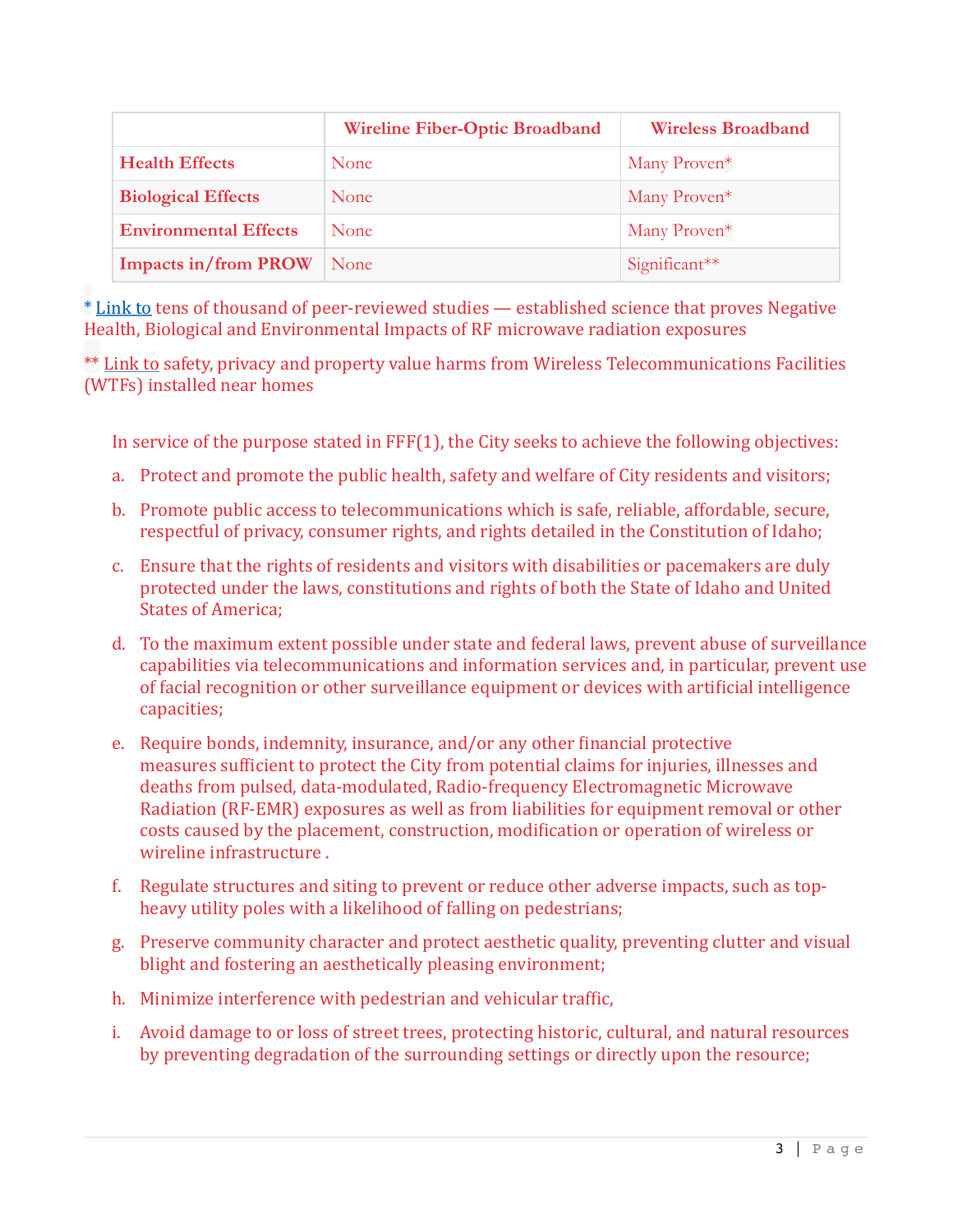| | Wireline Fiber-Optic Broadband | Wireless Broadband |
|---|---|---|
| **Health Effects** | None | Many Proven* |
| **Biological Effects** | None | Many Proven* |
| **Environmental Effects** | None | Many Proven* |
| **Impacts in/from PROW** | None | Significant** |

* Link to tens of thousand of peer-reviewed studies — established science that proves Negative Health, Biological and Environmental Impacts of RF microwave radiation exposures

** Link to safety, privacy and property value harms from Wireless Telecommunications Facilities (WTFs) installed near homes

In service of the purpose stated in FFF(1), the City seeks to achieve the following objectives:

a. Protect and promote the public health, safety and welfare of City residents and visitors;

b. Promote public access to telecommunications which is safe, reliable, affordable, secure, respectful of privacy, consumer rights, and rights detailed in the Constitution of Idaho;

c. Ensure that the rights of residents and visitors with disabilities or pacemakers are duly protected under the laws, constitutions and rights of both the State of Idaho and United States of America;

d. To the maximum extent possible under state and federal laws, prevent abuse of surveillance capabilities via telecommunications and information services and, in particular, prevent use of facial recognition or other surveillance equipment or devices with artificial intelligence capacities;

e. Require bonds, indemnity, insurance, and/or any other financial protective measures sufficient to protect the City from potential claims for injuries, illnesses and deaths from pulsed, data-modulated, Radio-frequency Electromagnetic Microwave Radiation (RF-EMR) exposures as well as from liabilities for equipment removal or other costs caused by the placement, construction, modification or operation of wireless or wireline infrastructure .

f. Regulate structures and siting to prevent or reduce other adverse impacts, such as top-heavy utility poles with a likelihood of falling on pedestrians;

g. Preserve community character and protect aesthetic quality, preventing clutter and visual blight and fostering an aesthetically pleasing environment;

h. Minimize interference with pedestrian and vehicular traffic,

i. Avoid damage to or loss of street trees, protecting historic, cultural, and natural resources by preventing degradation of the surrounding settings or directly upon the resource;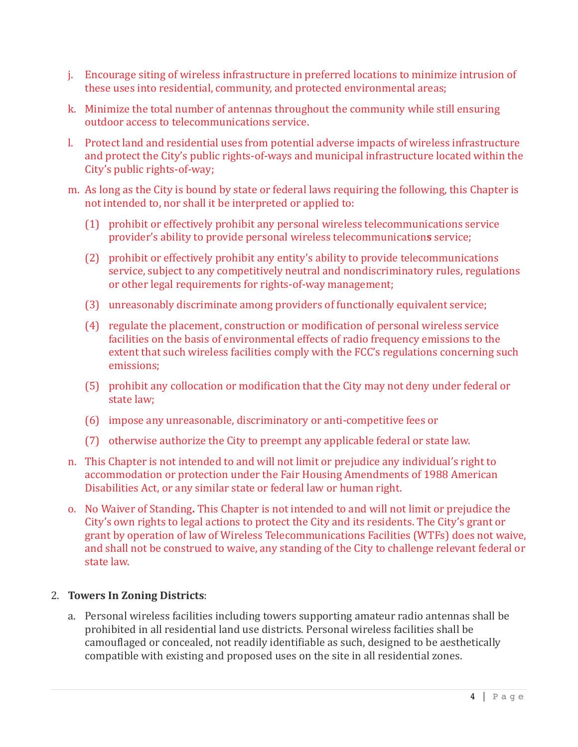j. Encourage siting of wireless infrastructure in preferred locations to minimize intrusion of these uses into residential, community, and protected environmental areas;

k. Minimize the total number of antennas throughout the community while still ensuring outdoor access to telecommunications service.

l. Protect land and residential uses from potential adverse impacts of wireless infrastructure and protect the City's public rights-of-ways and municipal infrastructure located within the City's public rights-of-way;

m. As long as the City is bound by state or federal laws requiring the following, this Chapter is not intended to, nor shall it be interpreted or applied to:

   (1) prohibit or effectively prohibit any personal wireless telecommunications service provider's ability to provide personal wireless telecommunication**s** service;

   (2) prohibit or effectively prohibit any entity's ability to provide telecommunications service, subject to any competitively neutral and nondiscriminatory rules, regulations or other legal requirements for rights-of-way management;

   (3) unreasonably discriminate among providers of functionally equivalent service;

   (4) regulate the placement, construction or modification of personal wireless service facilities on the basis of environmental effects of radio frequency emissions to the extent that such wireless facilities comply with the FCC's regulations concerning such emissions;

   (5) prohibit any collocation or modification that the City may not deny under federal or state law;

   (6) impose any unreasonable, discriminatory or anti-competitive fees or

   (7) otherwise authorize the City to preempt any applicable federal or state law.

n. This Chapter is not intended to and will not limit or prejudice any individual's right to accommodation or protection under the Fair Housing Amendments of 1988 American Disabilities Act, or any similar state or federal law or human right.

o. No Waiver of Standing**.** This Chapter is not intended to and will not limit or prejudice the City's own rights to legal actions to protect the City and its residents. The City's grant or grant by operation of law of Wireless Telecommunications Facilities (WTFs) does not waive, and shall not be construed to waive, any standing of the City to challenge relevant federal or state law.

2. **Towers In Zoning Districts**:

   a. Personal wireless facilities including towers supporting amateur radio antennas shall be prohibited in all residential land use districts. Personal wireless facilities shall be camouflaged or concealed, not readily identifiable as such, designed to be aesthetically compatible with existing and proposed uses on the site in all residential zones.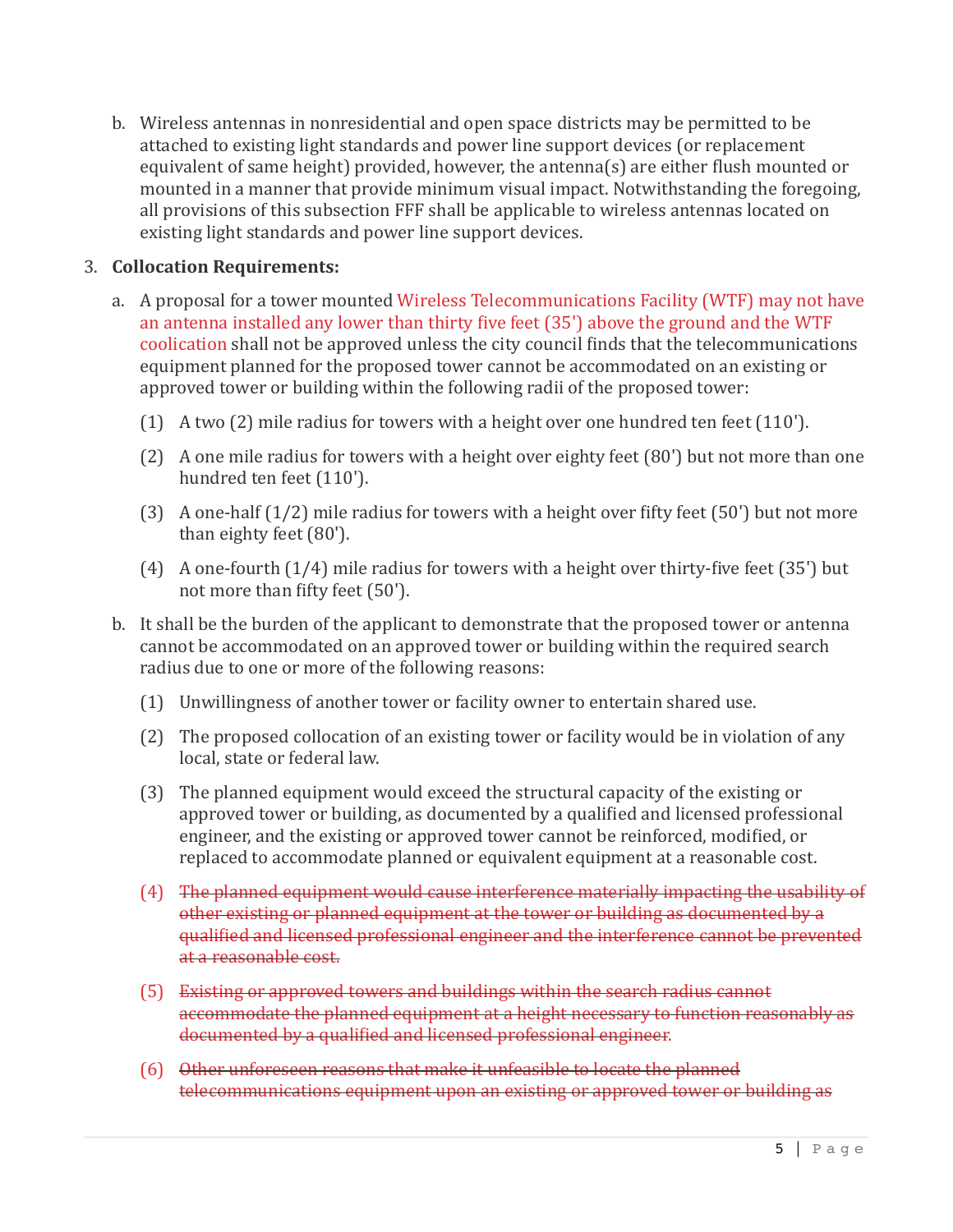b. Wireless antennas in nonresidential and open space districts may be permitted to be attached to existing light standards and power line support devices (or replacement equivalent of same height) provided, however, the antenna(s) are either flush mounted or mounted in a manner that provide minimum visual impact. Notwithstanding the foregoing, all provisions of this subsection FFF shall be applicable to wireless antennas located on existing light standards and power line support devices.

3. **Collocation Requirements:**

   a. A proposal for a tower mounted Wireless Telecommunications Facility (WTF) may not have an antenna installed any lower than thirty five feet (35') above the ground and the WTF coolication shall not be approved unless the city council finds that the telecommunications equipment planned for the proposed tower cannot be accommodated on an existing or approved tower or building within the following radii of the proposed tower:

      (1) A two (2) mile radius for towers with a height over one hundred ten feet (110').

      (2) A one mile radius for towers with a height over eighty feet (80') but not more than one hundred ten feet (110').

      (3) A one-half (1/2) mile radius for towers with a height over fifty feet (50') but not more than eighty feet (80').

      (4) A one-fourth (1/4) mile radius for towers with a height over thirty-five feet (35') but not more than fifty feet (50').

   b. It shall be the burden of the applicant to demonstrate that the proposed tower or antenna cannot be accommodated on an approved tower or building within the required search radius due to one or more of the following reasons:

      (1) Unwillingness of another tower or facility owner to entertain shared use.

      (2) The proposed collocation of an existing tower or facility would be in violation of any local, state or federal law.

      (3) The planned equipment would exceed the structural capacity of the existing or approved tower or building, as documented by a qualified and licensed professional engineer, and the existing or approved tower cannot be reinforced, modified, or replaced to accommodate planned or equivalent equipment at a reasonable cost.

      (4) ~~The planned equipment would cause interference materially impacting the usability of other existing or planned equipment at the tower or building as documented by a qualified and licensed professional engineer and the interference cannot be prevented at a reasonable cost.~~

      (5) ~~Existing or approved towers and buildings within the search radius cannot accommodate the planned equipment at a height necessary to function reasonably as documented by a qualified and licensed professional engineer.~~

      (6) ~~Other unforeseen reasons that make it unfeasible to locate the planned telecommunications equipment upon an existing or approved tower or building as~~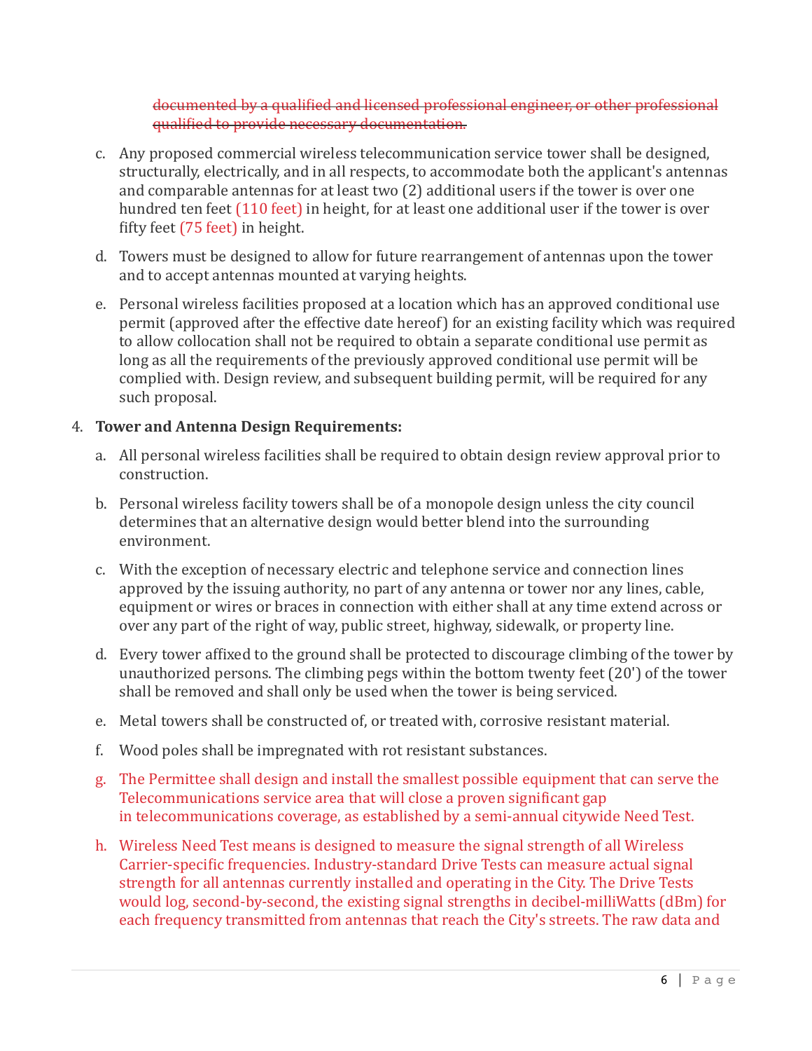~~documented by a qualified and licensed professional engineer, or other professional qualified to provide necessary documentation.~~

c. Any proposed commercial wireless telecommunication service tower shall be designed, structurally, electrically, and in all respects, to accommodate both the applicant's antennas and comparable antennas for at least two (2) additional users if the tower is over one hundred ten feet (110 feet) in height, for at least one additional user if the tower is over fifty feet (75 feet) in height.

d. Towers must be designed to allow for future rearrangement of antennas upon the tower and to accept antennas mounted at varying heights.

e. Personal wireless facilities proposed at a location which has an approved conditional use permit (approved after the effective date hereof) for an existing facility which was required to allow collocation shall not be required to obtain a separate conditional use permit as long as all the requirements of the previously approved conditional use permit will be complied with. Design review, and subsequent building permit, will be required for any such proposal.

4. **Tower and Antenna Design Requirements:**

   a. All personal wireless facilities shall be required to obtain design review approval prior to construction.

   b. Personal wireless facility towers shall be of a monopole design unless the city council determines that an alternative design would better blend into the surrounding environment.

   c. With the exception of necessary electric and telephone service and connection lines approved by the issuing authority, no part of any antenna or tower nor any lines, cable, equipment or wires or braces in connection with either shall at any time extend across or over any part of the right of way, public street, highway, sidewalk, or property line.

   d. Every tower affixed to the ground shall be protected to discourage climbing of the tower by unauthorized persons. The climbing pegs within the bottom twenty feet (20') of the tower shall be removed and shall only be used when the tower is being serviced.

   e. Metal towers shall be constructed of, or treated with, corrosive resistant material.

   f. Wood poles shall be impregnated with rot resistant substances.

   g. The Permittee shall design and install the smallest possible equipment that can serve the Telecommunications service area that will close a proven significant gap in telecommunications coverage, as established by a semi-annual citywide Need Test.

   h. Wireless Need Test means is designed to measure the signal strength of all Wireless Carrier-specific frequencies. Industry-standard Drive Tests can measure actual signal strength for all antennas currently installed and operating in the City. The Drive Tests would log, second-by-second, the existing signal strengths in decibel-milliWatts (dBm) for each frequency transmitted from antennas that reach the City's streets. The raw data and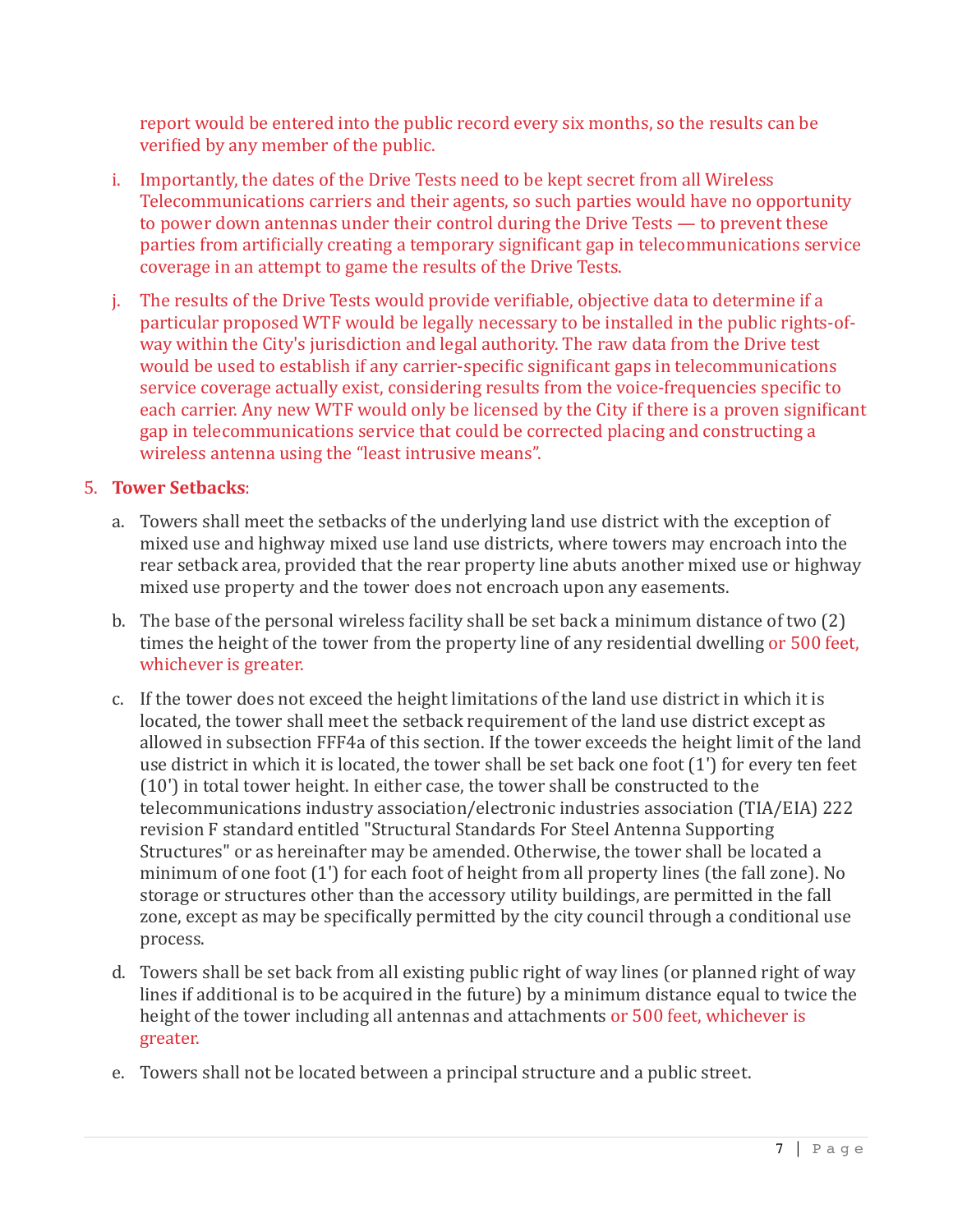report would be entered into the public record every six months, so the results can be verified by any member of the public.

i. Importantly, the dates of the Drive Tests need to be kept secret from all Wireless Telecommunications carriers and their agents, so such parties would have no opportunity to power down antennas under their control during the Drive Tests — to prevent these parties from artificially creating a temporary significant gap in telecommunications service coverage in an attempt to game the results of the Drive Tests.

j. The results of the Drive Tests would provide verifiable, objective data to determine if a particular proposed WTF would be legally necessary to be installed in the public rights-of-way within the City's jurisdiction and legal authority. The raw data from the Drive test would be used to establish if any carrier-specific significant gaps in telecommunications service coverage actually exist, considering results from the voice-frequencies specific to each carrier. Any new WTF would only be licensed by the City if there is a proven significant gap in telecommunications service that could be corrected placing and constructing a wireless antenna using the "least intrusive means".

5. **Tower Setbacks**:

a. Towers shall meet the setbacks of the underlying land use district with the exception of mixed use and highway mixed use land use districts, where towers may encroach into the rear setback area, provided that the rear property line abuts another mixed use or highway mixed use property and the tower does not encroach upon any easements.

b. The base of the personal wireless facility shall be set back a minimum distance of two (2) times the height of the tower from the property line of any residential dwelling or 500 feet, whichever is greater.

c. If the tower does not exceed the height limitations of the land use district in which it is located, the tower shall meet the setback requirement of the land use district except as allowed in subsection FFF4a of this section. If the tower exceeds the height limit of the land use district in which it is located, the tower shall be set back one foot (1') for every ten feet (10') in total tower height. In either case, the tower shall be constructed to the telecommunications industry association/electronic industries association (TIA/EIA) 222 revision F standard entitled "Structural Standards For Steel Antenna Supporting Structures" or as hereinafter may be amended. Otherwise, the tower shall be located a minimum of one foot (1') for each foot of height from all property lines (the fall zone). No storage or structures other than the accessory utility buildings, are permitted in the fall zone, except as may be specifically permitted by the city council through a conditional use process.

d. Towers shall be set back from all existing public right of way lines (or planned right of way lines if additional is to be acquired in the future) by a minimum distance equal to twice the height of the tower including all antennas and attachments or 500 feet, whichever is greater.

e. Towers shall not be located between a principal structure and a public street.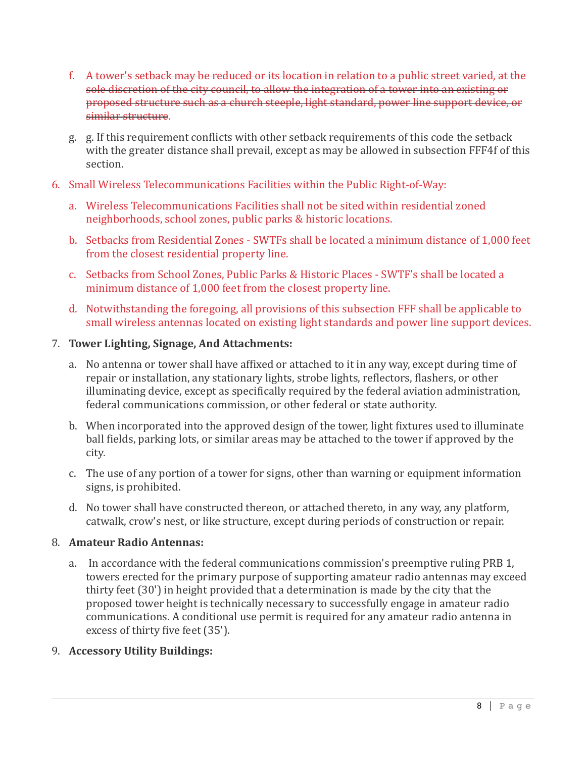f. ~~A tower's setback may be reduced or its location in relation to a public street varied, at the sole discretion of the city council, to allow the integration of a tower into an existing or proposed structure such as a church steeple, light standard, power line support device, or similar structure.~~

g. g. If this requirement conflicts with other setback requirements of this code the setback with the greater distance shall prevail, except as may be allowed in subsection FFF4f of this section.

6. Small Wireless Telecommunications Facilities within the Public Right-of-Way:

   a. Wireless Telecommunications Facilities shall not be sited within residential zoned neighborhoods, school zones, public parks & historic locations.

   b. Setbacks from Residential Zones - SWTFs shall be located a minimum distance of 1,000 feet from the closest residential property line.

   c. Setbacks from School Zones, Public Parks & Historic Places - SWTF's shall be located a minimum distance of 1,000 feet from the closest property line.

   d. Notwithstanding the foregoing, all provisions of this subsection FFF shall be applicable to small wireless antennas located on existing light standards and power line support devices.

7. **Tower Lighting, Signage, And Attachments:**

   a. No antenna or tower shall have affixed or attached to it in any way, except during time of repair or installation, any stationary lights, strobe lights, reflectors, flashers, or other illuminating device, except as specifically required by the federal aviation administration, federal communications commission, or other federal or state authority.

   b. When incorporated into the approved design of the tower, light fixtures used to illuminate ball fields, parking lots, or similar areas may be attached to the tower if approved by the city.

   c. The use of any portion of a tower for signs, other than warning or equipment information signs, is prohibited.

   d. No tower shall have constructed thereon, or attached thereto, in any way, any platform, catwalk, crow's nest, or like structure, except during periods of construction or repair.

8. **Amateur Radio Antennas:**

   a. In accordance with the federal communications commission's preemptive ruling PRB 1, towers erected for the primary purpose of supporting amateur radio antennas may exceed thirty feet (30') in height provided that a determination is made by the city that the proposed tower height is technically necessary to successfully engage in amateur radio communications. A conditional use permit is required for any amateur radio antenna in excess of thirty five feet (35').

9. **Accessory Utility Buildings:**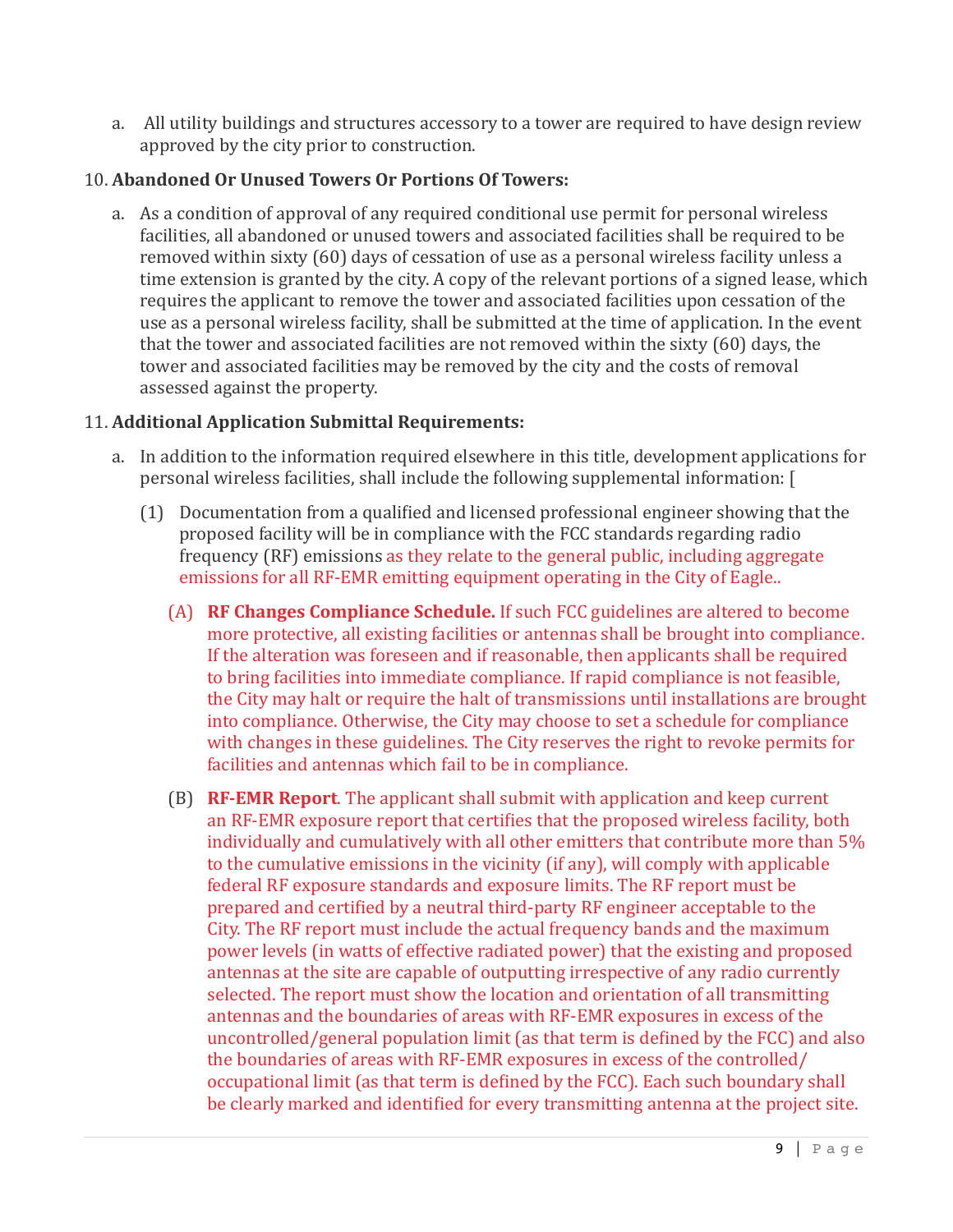a. All utility buildings and structures accessory to a tower are required to have design review approved by the city prior to construction.

10. **Abandoned Or Unused Towers Or Portions Of Towers:**

    a. As a condition of approval of any required conditional use permit for personal wireless facilities, all abandoned or unused towers and associated facilities shall be required to be removed within sixty (60) days of cessation of use as a personal wireless facility unless a time extension is granted by the city. A copy of the relevant portions of a signed lease, which requires the applicant to remove the tower and associated facilities upon cessation of the use as a personal wireless facility, shall be submitted at the time of application. In the event that the tower and associated facilities are not removed within the sixty (60) days, the tower and associated facilities may be removed by the city and the costs of removal assessed against the property.

11. **Additional Application Submittal Requirements:**

    a. In addition to the information required elsewhere in this title, development applications for personal wireless facilities, shall include the following supplemental information: [

    (1) Documentation from a qualified and licensed professional engineer showing that the proposed facility will be in compliance with the FCC standards regarding radio frequency (RF) emissions as they relate to the general public, including aggregate emissions for all RF-EMR emitting equipment operating in the City of Eagle..

    (A) **RF Changes Compliance Schedule.** If such FCC guidelines are altered to become more protective, all existing facilities or antennas shall be brought into compliance. If the alteration was foreseen and if reasonable, then applicants shall be required to bring facilities into immediate compliance. If rapid compliance is not feasible, the City may halt or require the halt of transmissions until installations are brought into compliance. Otherwise, the City may choose to set a schedule for compliance with changes in these guidelines. The City reserves the right to revoke permits for facilities and antennas which fail to be in compliance.

    (B) **RF-EMR Report**. The applicant shall submit with application and keep current an RF-EMR exposure report that certifies that the proposed wireless facility, both individually and cumulatively with all other emitters that contribute more than 5% to the cumulative emissions in the vicinity (if any), will comply with applicable federal RF exposure standards and exposure limits. The RF report must be prepared and certified by a neutral third-party RF engineer acceptable to the City. The RF report must include the actual frequency bands and the maximum power levels (in watts of effective radiated power) that the existing and proposed antennas at the site are capable of outputting irrespective of any radio currently selected. The report must show the location and orientation of all transmitting antennas and the boundaries of areas with RF-EMR exposures in excess of the uncontrolled/general population limit (as that term is defined by the FCC) and also the boundaries of areas with RF-EMR exposures in excess of the controlled/occupational limit (as that term is defined by the FCC). Each such boundary shall be clearly marked and identified for every transmitting antenna at the project site.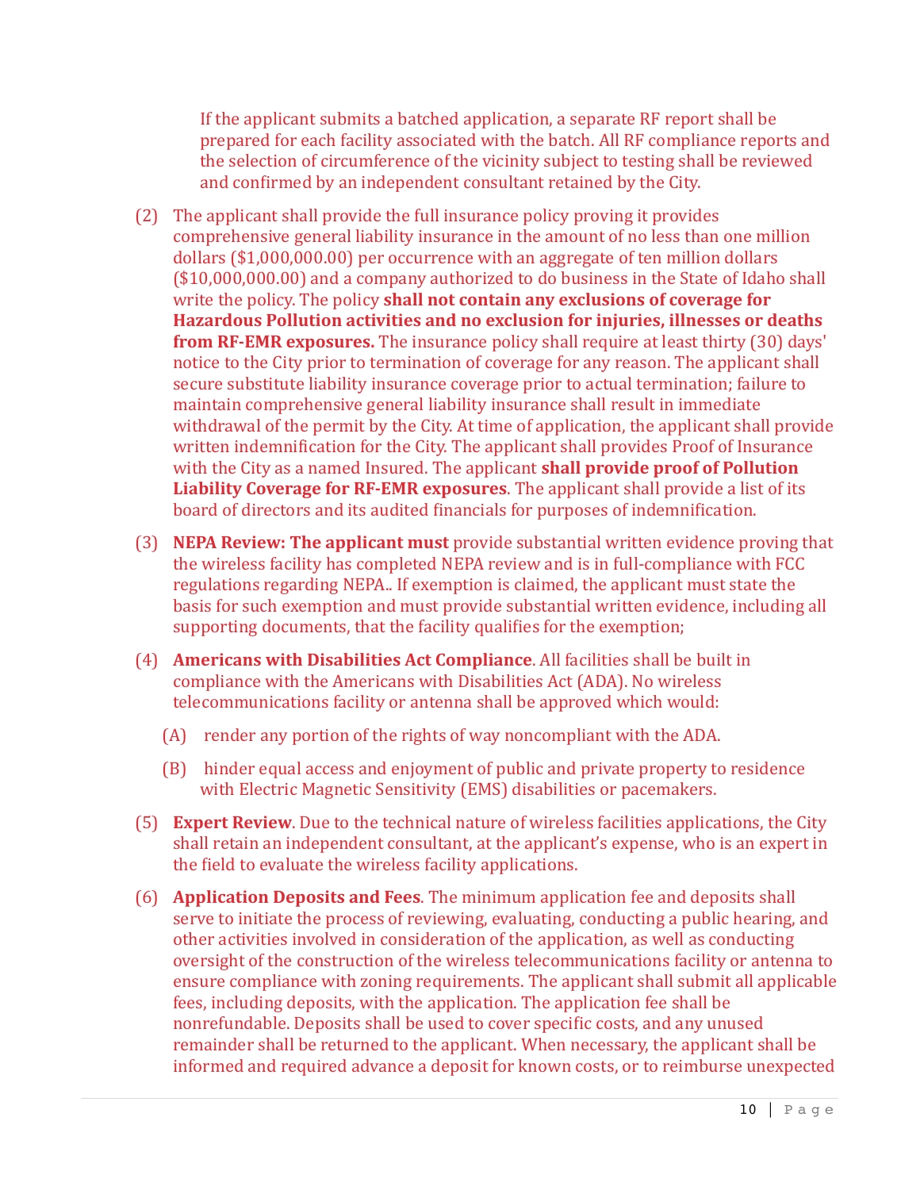If the applicant submits a batched application, a separate RF report shall be prepared for each facility associated with the batch. All RF compliance reports and the selection of circumference of the vicinity subject to testing shall be reviewed and confirmed by an independent consultant retained by the City.

(2) The applicant shall provide the full insurance policy proving it provides comprehensive general liability insurance in the amount of no less than one million dollars ($1,000,000.00) per occurrence with an aggregate of ten million dollars ($10,000,000.00) and a company authorized to do business in the State of Idaho shall write the policy. The policy **shall not contain any exclusions of coverage for Hazardous Pollution activities and no exclusion for injuries, illnesses or deaths from RF-EMR exposures.** The insurance policy shall require at least thirty (30) days' notice to the City prior to termination of coverage for any reason. The applicant shall secure substitute liability insurance coverage prior to actual termination; failure to maintain comprehensive general liability insurance shall result in immediate withdrawal of the permit by the City. At time of application, the applicant shall provide written indemnification for the City. The applicant shall provides Proof of Insurance with the City as a named Insured. The applicant **shall provide proof of Pollution Liability Coverage for RF-EMR exposures**. The applicant shall provide a list of its board of directors and its audited financials for purposes of indemnification.

(3) **NEPA Review: The applicant must** provide substantial written evidence proving that the wireless facility has completed NEPA review and is in full-compliance with FCC regulations regarding NEPA.. If exemption is claimed, the applicant must state the basis for such exemption and must provide substantial written evidence, including all supporting documents, that the facility qualifies for the exemption;

(4) **Americans with Disabilities Act Compliance**. All facilities shall be built in compliance with the Americans with Disabilities Act (ADA). No wireless telecommunications facility or antenna shall be approved which would:

(A) render any portion of the rights of way noncompliant with the ADA.

(B) hinder equal access and enjoyment of public and private property to residence with Electric Magnetic Sensitivity (EMS) disabilities or pacemakers.

(5) **Expert Review**. Due to the technical nature of wireless facilities applications, the City shall retain an independent consultant, at the applicant's expense, who is an expert in the field to evaluate the wireless facility applications.

(6) **Application Deposits and Fees**. The minimum application fee and deposits shall serve to initiate the process of reviewing, evaluating, conducting a public hearing, and other activities involved in consideration of the application, as well as conducting oversight of the construction of the wireless telecommunications facility or antenna to ensure compliance with zoning requirements. The applicant shall submit all applicable fees, including deposits, with the application. The application fee shall be nonrefundable. Deposits shall be used to cover specific costs, and any unused remainder shall be returned to the applicant. When necessary, the applicant shall be informed and required advance a deposit for known costs, or to reimburse unexpected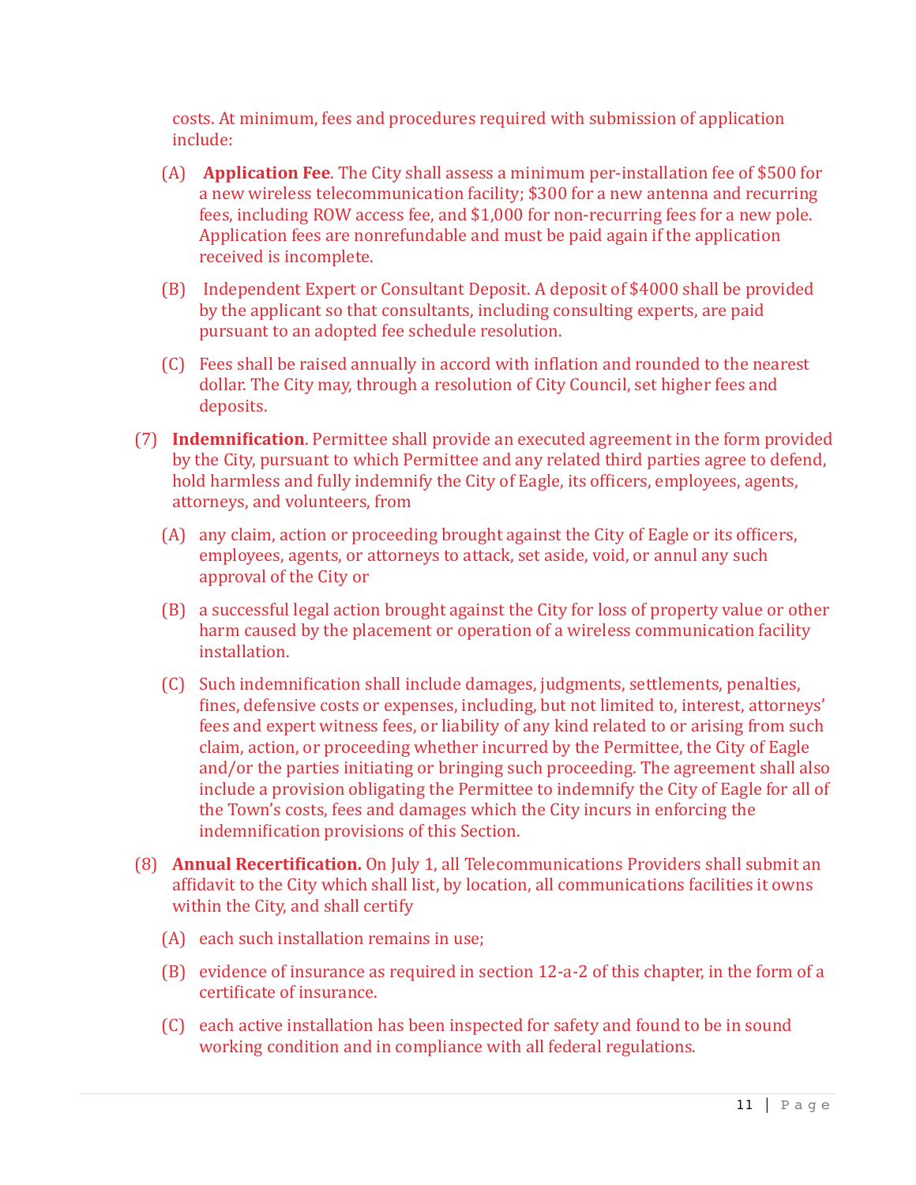costs. At minimum, fees and procedures required with submission of application include:

(A) **Application Fee**. The City shall assess a minimum per-installation fee of $500 for a new wireless telecommunication facility; $300 for a new antenna and recurring fees, including ROW access fee, and $1,000 for non-recurring fees for a new pole. Application fees are nonrefundable and must be paid again if the application received is incomplete.

(B) Independent Expert or Consultant Deposit. A deposit of $4000 shall be provided by the applicant so that consultants, including consulting experts, are paid pursuant to an adopted fee schedule resolution.

(C) Fees shall be raised annually in accord with inflation and rounded to the nearest dollar. The City may, through a resolution of City Council, set higher fees and deposits.

(7) **Indemnification**. Permittee shall provide an executed agreement in the form provided by the City, pursuant to which Permittee and any related third parties agree to defend, hold harmless and fully indemnify the City of Eagle, its officers, employees, agents, attorneys, and volunteers, from

(A) any claim, action or proceeding brought against the City of Eagle or its officers, employees, agents, or attorneys to attack, set aside, void, or annul any such approval of the City or

(B) a successful legal action brought against the City for loss of property value or other harm caused by the placement or operation of a wireless communication facility installation.

(C) Such indemnification shall include damages, judgments, settlements, penalties, fines, defensive costs or expenses, including, but not limited to, interest, attorneys' fees and expert witness fees, or liability of any kind related to or arising from such claim, action, or proceeding whether incurred by the Permittee, the City of Eagle and/or the parties initiating or bringing such proceeding. The agreement shall also include a provision obligating the Permittee to indemnify the City of Eagle for all of the Town's costs, fees and damages which the City incurs in enforcing the indemnification provisions of this Section.

(8) **Annual Recertification.** On July 1, all Telecommunications Providers shall submit an affidavit to the City which shall list, by location, all communications facilities it owns within the City, and shall certify

(A) each such installation remains in use;

(B) evidence of insurance as required in section 12-a-2 of this chapter, in the form of a certificate of insurance.

(C) each active installation has been inspected for safety and found to be in sound working condition and in compliance with all federal regulations.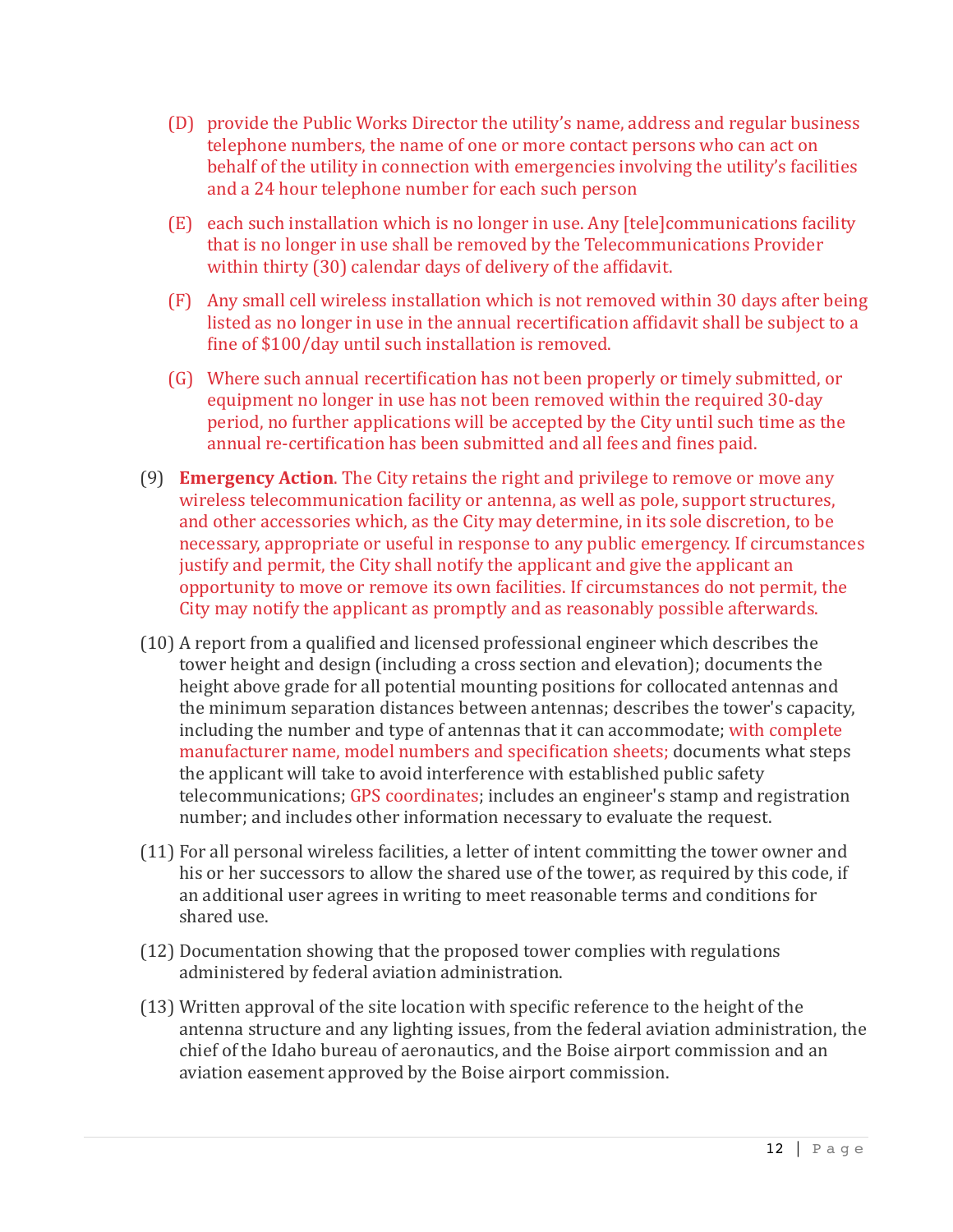(D) provide the Public Works Director the utility's name, address and regular business telephone numbers, the name of one or more contact persons who can act on behalf of the utility in connection with emergencies involving the utility's facilities and a 24 hour telephone number for each such person

(E) each such installation which is no longer in use. Any [tele]communications facility that is no longer in use shall be removed by the Telecommunications Provider within thirty (30) calendar days of delivery of the affidavit.

(F) Any small cell wireless installation which is not removed within 30 days after being listed as no longer in use in the annual recertification affidavit shall be subject to a fine of $100/day until such installation is removed.

(G) Where such annual recertification has not been properly or timely submitted, or equipment no longer in use has not been removed within the required 30-day period, no further applications will be accepted by the City until such time as the annual re-certification has been submitted and all fees and fines paid.

(9) **Emergency Action**. The City retains the right and privilege to remove or move any wireless telecommunication facility or antenna, as well as pole, support structures, and other accessories which, as the City may determine, in its sole discretion, to be necessary, appropriate or useful in response to any public emergency. If circumstances justify and permit, the City shall notify the applicant and give the applicant an opportunity to move or remove its own facilities. If circumstances do not permit, the City may notify the applicant as promptly and as reasonably possible afterwards.

(10) A report from a qualified and licensed professional engineer which describes the tower height and design (including a cross section and elevation); documents the height above grade for all potential mounting positions for collocated antennas and the minimum separation distances between antennas; describes the tower's capacity, including the number and type of antennas that it can accommodate; with complete manufacturer name, model numbers and specification sheets; documents what steps the applicant will take to avoid interference with established public safety telecommunications; GPS coordinates; includes an engineer's stamp and registration number; and includes other information necessary to evaluate the request.

(11) For all personal wireless facilities, a letter of intent committing the tower owner and his or her successors to allow the shared use of the tower, as required by this code, if an additional user agrees in writing to meet reasonable terms and conditions for shared use.

(12) Documentation showing that the proposed tower complies with regulations administered by federal aviation administration.

(13) Written approval of the site location with specific reference to the height of the antenna structure and any lighting issues, from the federal aviation administration, the chief of the Idaho bureau of aeronautics, and the Boise airport commission and an aviation easement approved by the Boise airport commission.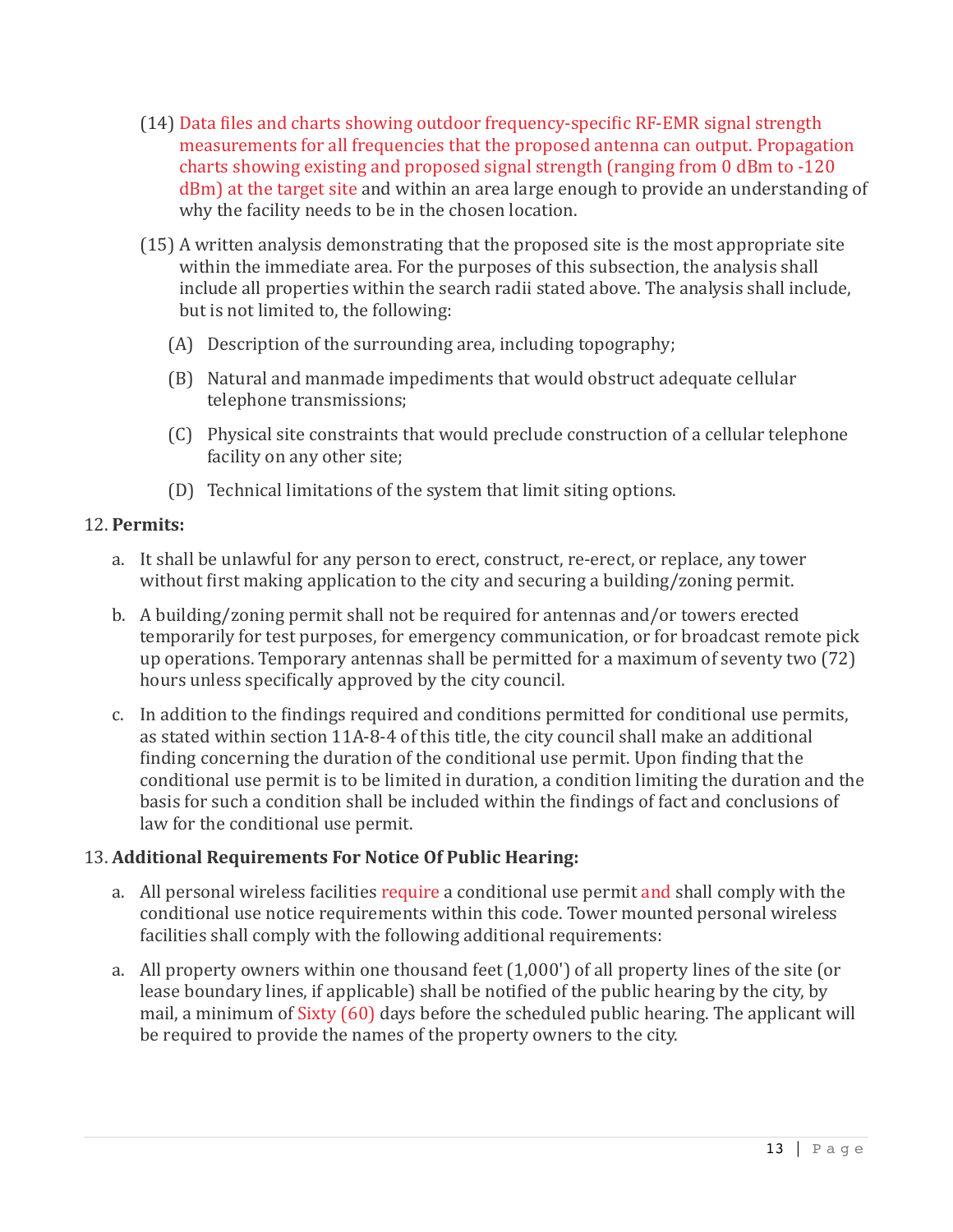(14) Data files and charts showing outdoor frequency-specific RF-EMR signal strength measurements for all frequencies that the proposed antenna can output. Propagation charts showing existing and proposed signal strength (ranging from 0 dBm to -120 dBm) at the target site and within an area large enough to provide an understanding of why the facility needs to be in the chosen location.

(15) A written analysis demonstrating that the proposed site is the most appropriate site within the immediate area. For the purposes of this subsection, the analysis shall include all properties within the search radii stated above. The analysis shall include, but is not limited to, the following:

(A) Description of the surrounding area, including topography;

(B) Natural and manmade impediments that would obstruct adequate cellular telephone transmissions;

(C) Physical site constraints that would preclude construction of a cellular telephone facility on any other site;

(D) Technical limitations of the system that limit siting options.

12. **Permits:**

a. It shall be unlawful for any person to erect, construct, re-erect, or replace, any tower without first making application to the city and securing a building/zoning permit.

b. A building/zoning permit shall not be required for antennas and/or towers erected temporarily for test purposes, for emergency communication, or for broadcast remote pick up operations. Temporary antennas shall be permitted for a maximum of seventy two (72) hours unless specifically approved by the city council.

c. In addition to the findings required and conditions permitted for conditional use permits, as stated within section 11A-8-4 of this title, the city council shall make an additional finding concerning the duration of the conditional use permit. Upon finding that the conditional use permit is to be limited in duration, a condition limiting the duration and the basis for such a condition shall be included within the findings of fact and conclusions of law for the conditional use permit.

13. **Additional Requirements For Notice Of Public Hearing:**

a. All personal wireless facilities require a conditional use permit and shall comply with the conditional use notice requirements within this code. Tower mounted personal wireless facilities shall comply with the following additional requirements:

a. All property owners within one thousand feet (1,000') of all property lines of the site (or lease boundary lines, if applicable) shall be notified of the public hearing by the city, by mail, a minimum of Sixty (60) days before the scheduled public hearing. The applicant will be required to provide the names of the property owners to the city.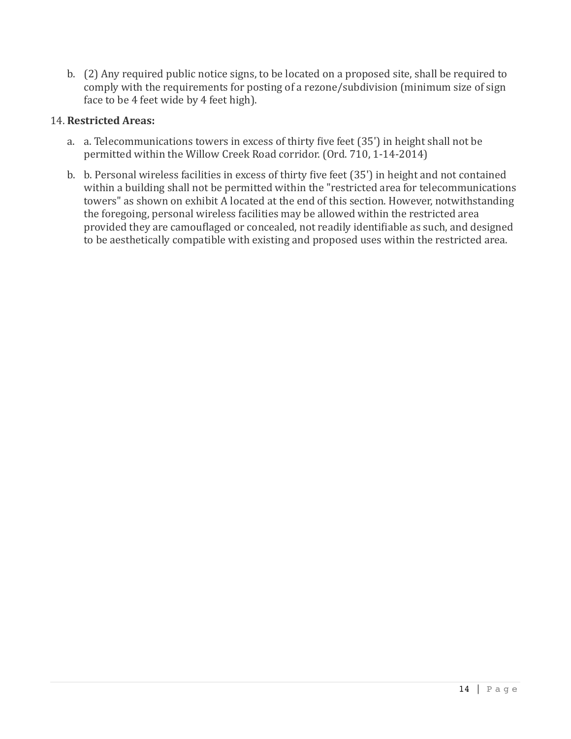b. (2) Any required public notice signs, to be located on a proposed site, shall be required to comply with the requirements for posting of a rezone/subdivision (minimum size of sign face to be 4 feet wide by 4 feet high).

14. **Restricted Areas:**

  a. a. Telecommunications towers in excess of thirty five feet (35') in height shall not be permitted within the Willow Creek Road corridor. (Ord. 710, 1-14-2014)

  b. b. Personal wireless facilities in excess of thirty five feet (35') in height and not contained within a building shall not be permitted within the "restricted area for telecommunications towers" as shown on exhibit A located at the end of this section. However, notwithstanding the foregoing, personal wireless facilities may be allowed within the restricted area provided they are camouflaged or concealed, not readily identifiable as such, and designed to be aesthetically compatible with existing and proposed uses within the restricted area.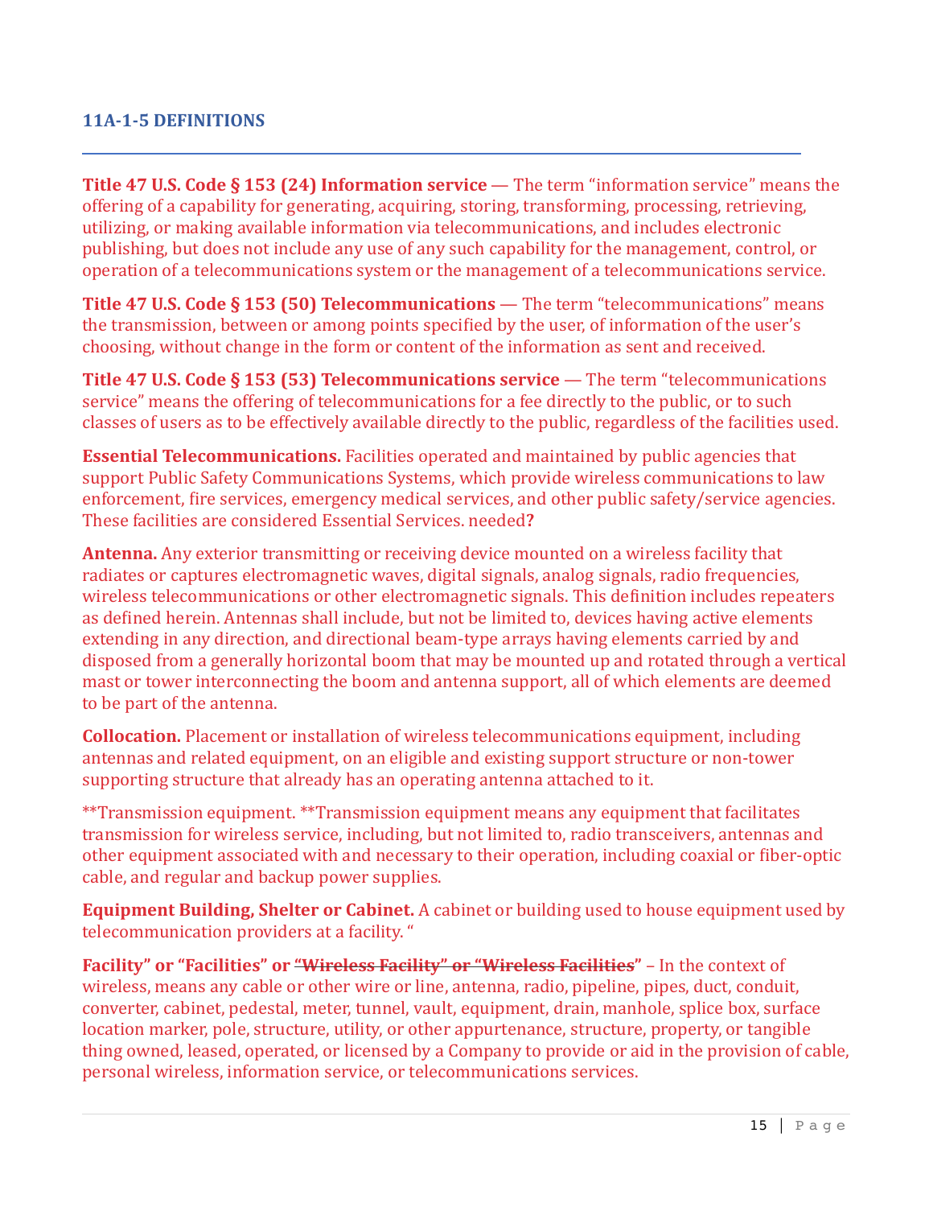### 11A-1-5 DEFINITIONS

---

**Title 47 U.S. Code § 153 (24) Information service** — The term "information service" means the offering of a capability for generating, acquiring, storing, transforming, processing, retrieving, utilizing, or making available information via telecommunications, and includes electronic publishing, but does not include any use of any such capability for the management, control, or operation of a telecommunications system or the management of a telecommunications service.

**Title 47 U.S. Code § 153 (50) Telecommunications** — The term "telecommunications" means the transmission, between or among points specified by the user, of information of the user's choosing, without change in the form or content of the information as sent and received.

**Title 47 U.S. Code § 153 (53) Telecommunications service** — The term "telecommunications service" means the offering of telecommunications for a fee directly to the public, or to such classes of users as to be effectively available directly to the public, regardless of the facilities used.

**Essential Telecommunications.** Facilities operated and maintained by public agencies that support Public Safety Communications Systems, which provide wireless communications to law enforcement, fire services, emergency medical services, and other public safety/service agencies. These facilities are considered Essential Services. needed**?**

**Antenna.** Any exterior transmitting or receiving device mounted on a wireless facility that radiates or captures electromagnetic waves, digital signals, analog signals, radio frequencies, wireless telecommunications or other electromagnetic signals. This definition includes repeaters as defined herein. Antennas shall include, but not be limited to, devices having active elements extending in any direction, and directional beam-type arrays having elements carried by and disposed from a generally horizontal boom that may be mounted up and rotated through a vertical mast or tower interconnecting the boom and antenna support, all of which elements are deemed to be part of the antenna.

**Collocation.** Placement or installation of wireless telecommunications equipment, including antennas and related equipment, on an eligible and existing support structure or non-tower supporting structure that already has an operating antenna attached to it.

**Transmission equipment. **Transmission equipment means any equipment that facilitates transmission for wireless service, including, but not limited to, radio transceivers, antennas and other equipment associated with and necessary to their operation, including coaxial or fiber-optic cable, and regular and backup power supplies.

**Equipment Building, Shelter or Cabinet.** A cabinet or building used to house equipment used by telecommunication providers at a facility. "

**Facility" or "Facilities" or ~~"Wireless Facility" or "Wireless Facilities~~"** – In the context of wireless, means any cable or other wire or line, antenna, radio, pipeline, pipes, duct, conduit, converter, cabinet, pedestal, meter, tunnel, vault, equipment, drain, manhole, splice box, surface location marker, pole, structure, utility, or other appurtenance, structure, property, or tangible thing owned, leased, operated, or licensed by a Company to provide or aid in the provision of cable, personal wireless, information service, or telecommunications services.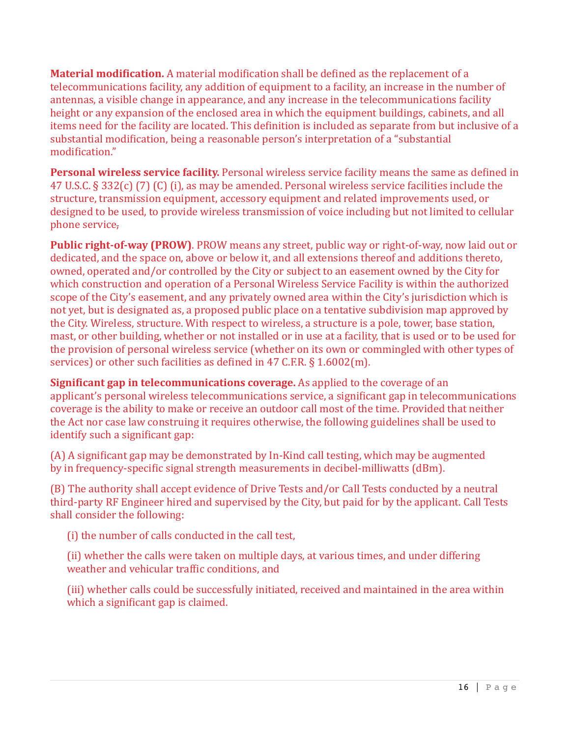**Material modification.** A material modification shall be defined as the replacement of a telecommunications facility, any addition of equipment to a facility, an increase in the number of antennas, a visible change in appearance, and any increase in the telecommunications facility height or any expansion of the enclosed area in which the equipment buildings, cabinets, and all items need for the facility are located. This definition is included as separate from but inclusive of a substantial modification, being a reasonable person's interpretation of a "substantial modification."

**Personal wireless service facility.** Personal wireless service facility means the same as defined in 47 U.S.C. § 332(c) (7) (C) (i), as may be amended. Personal wireless service facilities include the structure, transmission equipment, accessory equipment and related improvements used, or designed to be used, to provide wireless transmission of voice including but not limited to cellular phone service,

**Public right-of-way (PROW)**. PROW means any street, public way or right-of-way, now laid out or dedicated, and the space on, above or below it, and all extensions thereof and additions thereto, owned, operated and/or controlled by the City or subject to an easement owned by the City for which construction and operation of a Personal Wireless Service Facility is within the authorized scope of the City's easement, and any privately owned area within the City's jurisdiction which is not yet, but is designated as, a proposed public place on a tentative subdivision map approved by the City. Wireless, structure. With respect to wireless, a structure is a pole, tower, base station, mast, or other building, whether or not installed or in use at a facility, that is used or to be used for the provision of personal wireless service (whether on its own or commingled with other types of services) or other such facilities as defined in 47 C.F.R. § 1.6002(m).

**Significant gap in telecommunications coverage.** As applied to the coverage of an applicant's personal wireless telecommunications service, a significant gap in telecommunications coverage is the ability to make or receive an outdoor call most of the time. Provided that neither the Act nor case law construing it requires otherwise, the following guidelines shall be used to identify such a significant gap:

(A) A significant gap may be demonstrated by In-Kind call testing, which may be augmented by in frequency-specific signal strength measurements in decibel-milliwatts (dBm).

(B) The authority shall accept evidence of Drive Tests and/or Call Tests conducted by a neutral third-party RF Engineer hired and supervised by the City, but paid for by the applicant. Call Tests shall consider the following:

(i) the number of calls conducted in the call test,

(ii) whether the calls were taken on multiple days, at various times, and under differing weather and vehicular traffic conditions, and

(iii) whether calls could be successfully initiated, received and maintained in the area within which a significant gap is claimed.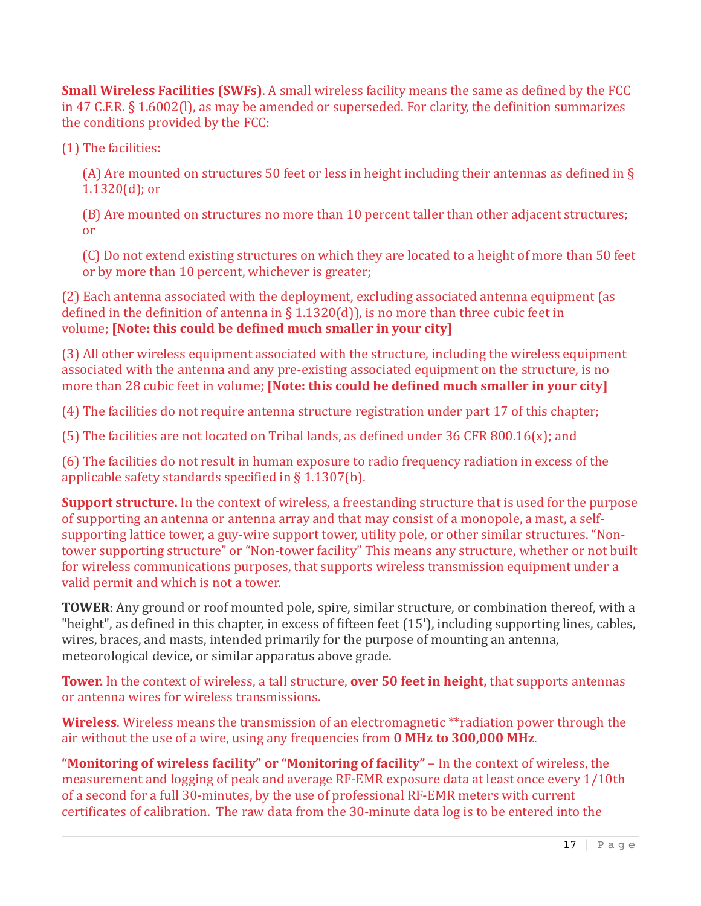**Small Wireless Facilities (SWFs)**. A small wireless facility means the same as defined by the FCC in 47 C.F.R. § 1.6002(l), as may be amended or superseded. For clarity, the definition summarizes the conditions provided by the FCC:

(1) The facilities:

(A) Are mounted on structures 50 feet or less in height including their antennas as defined in § 1.1320(d); or

(B) Are mounted on structures no more than 10 percent taller than other adjacent structures; or

(C) Do not extend existing structures on which they are located to a height of more than 50 feet or by more than 10 percent, whichever is greater;

(2) Each antenna associated with the deployment, excluding associated antenna equipment (as defined in the definition of antenna in § 1.1320(d)), is no more than three cubic feet in volume; **[Note: this could be defined much smaller in your city]**

(3) All other wireless equipment associated with the structure, including the wireless equipment associated with the antenna and any pre-existing associated equipment on the structure, is no more than 28 cubic feet in volume; **[Note: this could be defined much smaller in your city]**

(4) The facilities do not require antenna structure registration under part 17 of this chapter;

(5) The facilities are not located on Tribal lands, as defined under 36 CFR 800.16(x); and

(6) The facilities do not result in human exposure to radio frequency radiation in excess of the applicable safety standards specified in § 1.1307(b).

**Support structure.** In the context of wireless, a freestanding structure that is used for the purpose of supporting an antenna or antenna array and that may consist of a monopole, a mast, a self-supporting lattice tower, a guy-wire support tower, utility pole, or other similar structures. "Non-tower supporting structure" or "Non-tower facility" This means any structure, whether or not built for wireless communications purposes, that supports wireless transmission equipment under a valid permit and which is not a tower.

**TOWER**: Any ground or roof mounted pole, spire, similar structure, or combination thereof, with a "height", as defined in this chapter, in excess of fifteen feet (15'), including supporting lines, cables, wires, braces, and masts, intended primarily for the purpose of mounting an antenna, meteorological device, or similar apparatus above grade.

**Tower.** In the context of wireless, a tall structure, **over 50 feet in height,** that supports antennas or antenna wires for wireless transmissions.

**Wireless**. Wireless means the transmission of an electromagnetic **radiation power through the air without the use of a wire, using any frequencies from **0 MHz to 300,000 MHz**.

**"Monitoring of wireless facility" or "Monitoring of facility"** – In the context of wireless, the measurement and logging of peak and average RF-EMR exposure data at least once every 1/10th of a second for a full 30-minutes, by the use of professional RF-EMR meters with current certificates of calibration. The raw data from the 30-minute data log is to be entered into the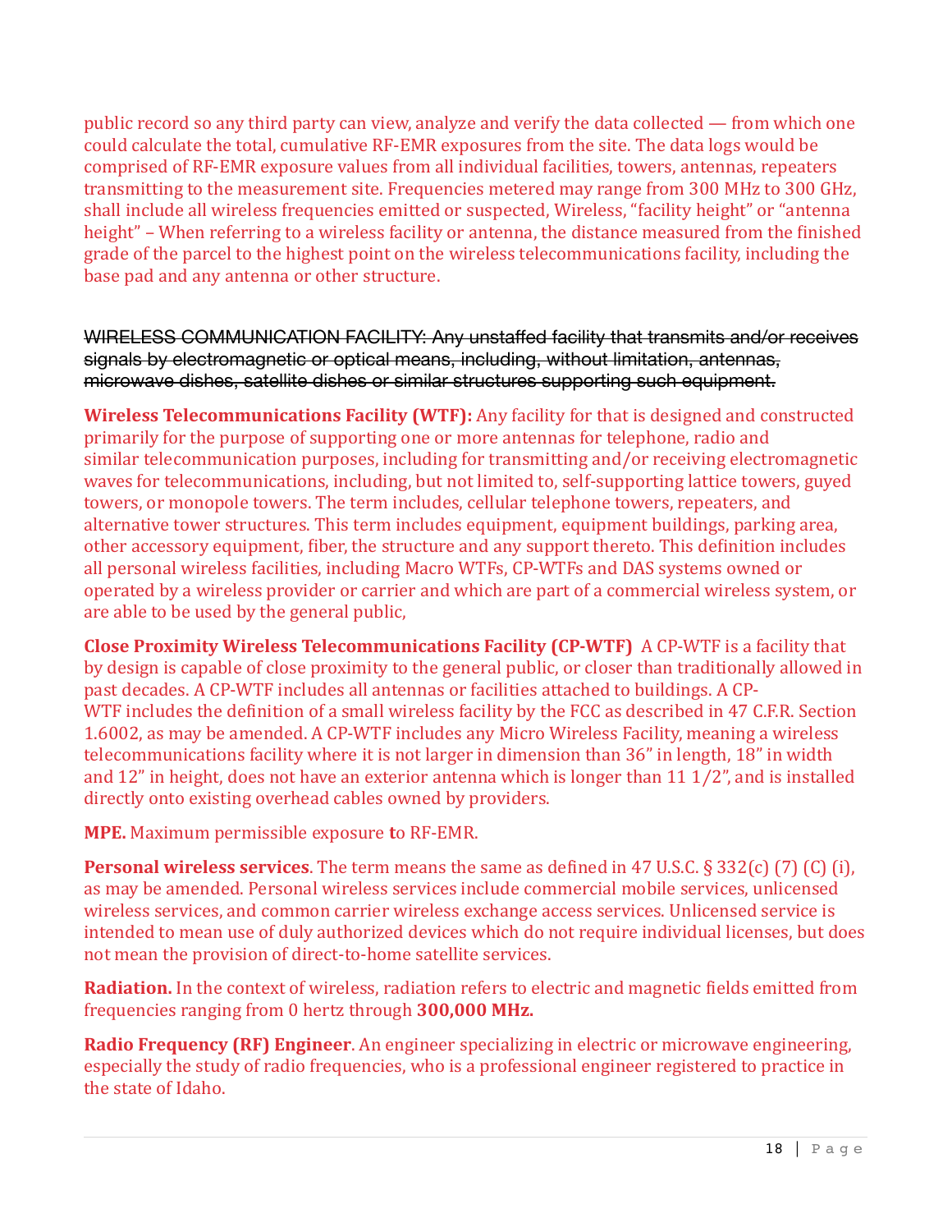public record so any third party can view, analyze and verify the data collected — from which one could calculate the total, cumulative RF-EMR exposures from the site. The data logs would be comprised of RF-EMR exposure values from all individual facilities, towers, antennas, repeaters transmitting to the measurement site. Frequencies metered may range from 300 MHz to 300 GHz, shall include all wireless frequencies emitted or suspected, Wireless, "facility height" or "antenna height" – When referring to a wireless facility or antenna, the distance measured from the finished grade of the parcel to the highest point on the wireless telecommunications facility, including the base pad and any antenna or other structure.

~~WIRELESS COMMUNICATION FACILITY: Any unstaffed facility that transmits and/or receives signals by electromagnetic or optical means, including, without limitation, antennas, microwave dishes, satellite dishes or similar structures supporting such equipment.~~

**Wireless Telecommunications Facility (WTF):** Any facility for that is designed and constructed primarily for the purpose of supporting one or more antennas for telephone, radio and similar telecommunication purposes, including for transmitting and/or receiving electromagnetic waves for telecommunications, including, but not limited to, self-supporting lattice towers, guyed towers, or monopole towers. The term includes, cellular telephone towers, repeaters, and alternative tower structures. This term includes equipment, equipment buildings, parking area, other accessory equipment, fiber, the structure and any support thereto. This definition includes all personal wireless facilities, including Macro WTFs, CP-WTFs and DAS systems owned or operated by a wireless provider or carrier and which are part of a commercial wireless system, or are able to be used by the general public,

**Close Proximity Wireless Telecommunications Facility (CP-WTF)** A CP-WTF is a facility that by design is capable of close proximity to the general public, or closer than traditionally allowed in past decades. A CP-WTF includes all antennas or facilities attached to buildings. A CP-WTF includes the definition of a small wireless facility by the FCC as described in 47 C.F.R. Section 1.6002, as may be amended. A CP-WTF includes any Micro Wireless Facility, meaning a wireless telecommunications facility where it is not larger in dimension than 36" in length, 18" in width and 12" in height, does not have an exterior antenna which is longer than 11 1/2", and is installed directly onto existing overhead cables owned by providers.

**MPE.** Maximum permissible exposure **t**o RF-EMR.

**Personal wireless services**. The term means the same as defined in 47 U.S.C. § 332(c) (7) (C) (i), as may be amended. Personal wireless services include commercial mobile services, unlicensed wireless services, and common carrier wireless exchange access services. Unlicensed service is intended to mean use of duly authorized devices which do not require individual licenses, but does not mean the provision of direct-to-home satellite services.

**Radiation.** In the context of wireless, radiation refers to electric and magnetic fields emitted from frequencies ranging from 0 hertz through **300,000 MHz.**

**Radio Frequency (RF) Engineer**. An engineer specializing in electric or microwave engineering, especially the study of radio frequencies, who is a professional engineer registered to practice in the state of Idaho.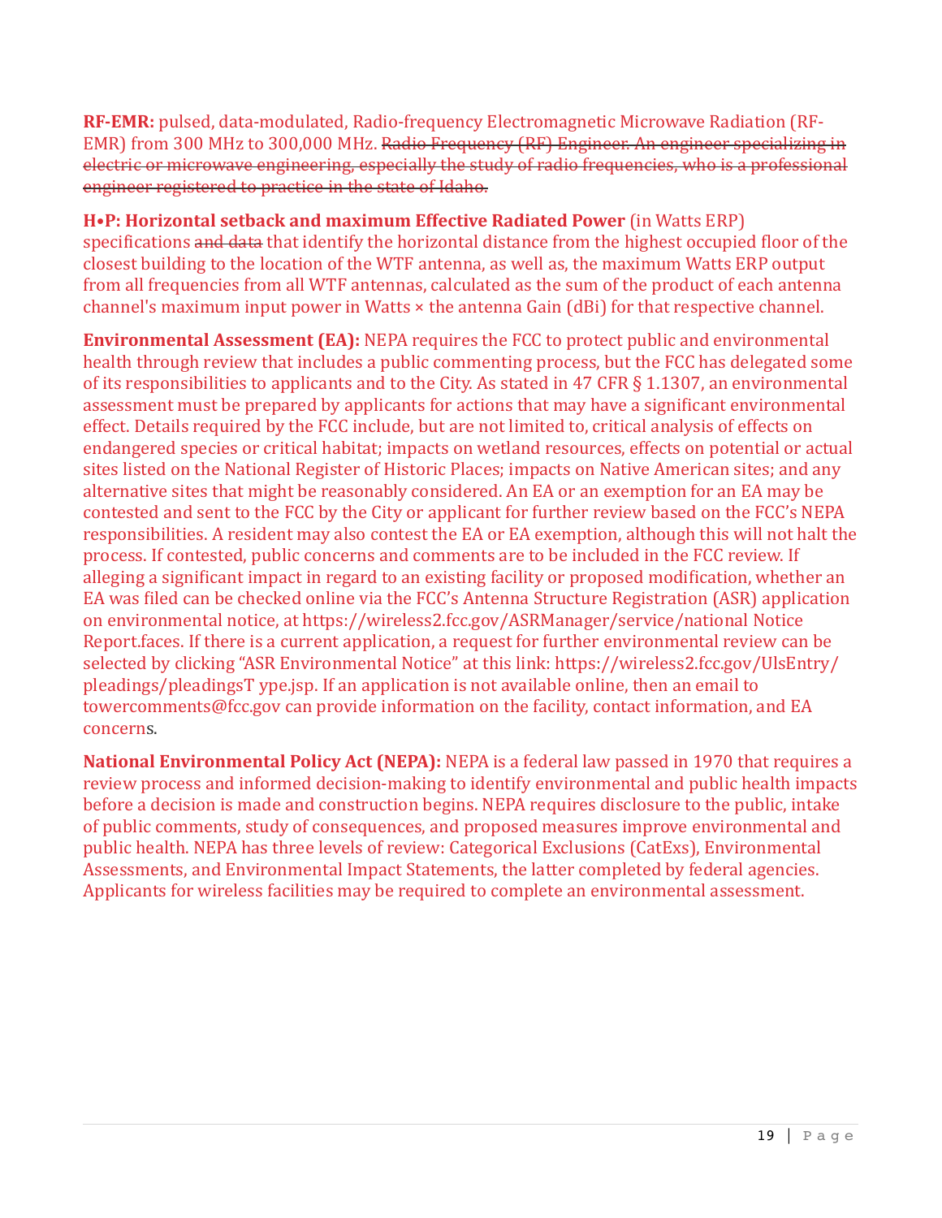**RF-EMR:** pulsed, data-modulated, Radio-frequency Electromagnetic Microwave Radiation (RF-EMR) from 300 MHz to 300,000 MHz. ~~Radio Frequency (RF) Engineer. An engineer specializing in electric or microwave engineering, especially the study of radio frequencies, who is a professional engineer registered to practice in the state of Idaho.~~

**H•P: Horizontal setback and maximum Effective Radiated Power** (in Watts ERP) specifications ~~and data~~ that identify the horizontal distance from the highest occupied floor of the closest building to the location of the WTF antenna, as well as, the maximum Watts ERP output from all frequencies from all WTF antennas, calculated as the sum of the product of each antenna channel's maximum input power in Watts × the antenna Gain (dBi) for that respective channel.

**Environmental Assessment (EA):** NEPA requires the FCC to protect public and environmental health through review that includes a public commenting process, but the FCC has delegated some of its responsibilities to applicants and to the City. As stated in 47 CFR § 1.1307, an environmental assessment must be prepared by applicants for actions that may have a significant environmental effect. Details required by the FCC include, but are not limited to, critical analysis of effects on endangered species or critical habitat; impacts on wetland resources, effects on potential or actual sites listed on the National Register of Historic Places; impacts on Native American sites; and any alternative sites that might be reasonably considered. An EA or an exemption for an EA may be contested and sent to the FCC by the City or applicant for further review based on the FCC's NEPA responsibilities. A resident may also contest the EA or EA exemption, although this will not halt the process. If contested, public concerns and comments are to be included in the FCC review. If alleging a significant impact in regard to an existing facility or proposed modification, whether an EA was filed can be checked online via the FCC's Antenna Structure Registration (ASR) application on environmental notice, at https://wireless2.fcc.gov/ASRManager/service/national Notice Report.faces. If there is a current application, a request for further environmental review can be selected by clicking "ASR Environmental Notice" at this link: https://wireless2.fcc.gov/UlsEntry/pleadings/pleadingsT ype.jsp. If an application is not available online, then an email to towercomments@fcc.gov can provide information on the facility, contact information, and EA concerns.

**National Environmental Policy Act (NEPA):** NEPA is a federal law passed in 1970 that requires a review process and informed decision-making to identify environmental and public health impacts before a decision is made and construction begins. NEPA requires disclosure to the public, intake of public comments, study of consequences, and proposed measures improve environmental and public health. NEPA has three levels of review: Categorical Exclusions (CatExs), Environmental Assessments, and Environmental Impact Statements, the latter completed by federal agencies. Applicants for wireless facilities may be required to complete an environmental assessment.